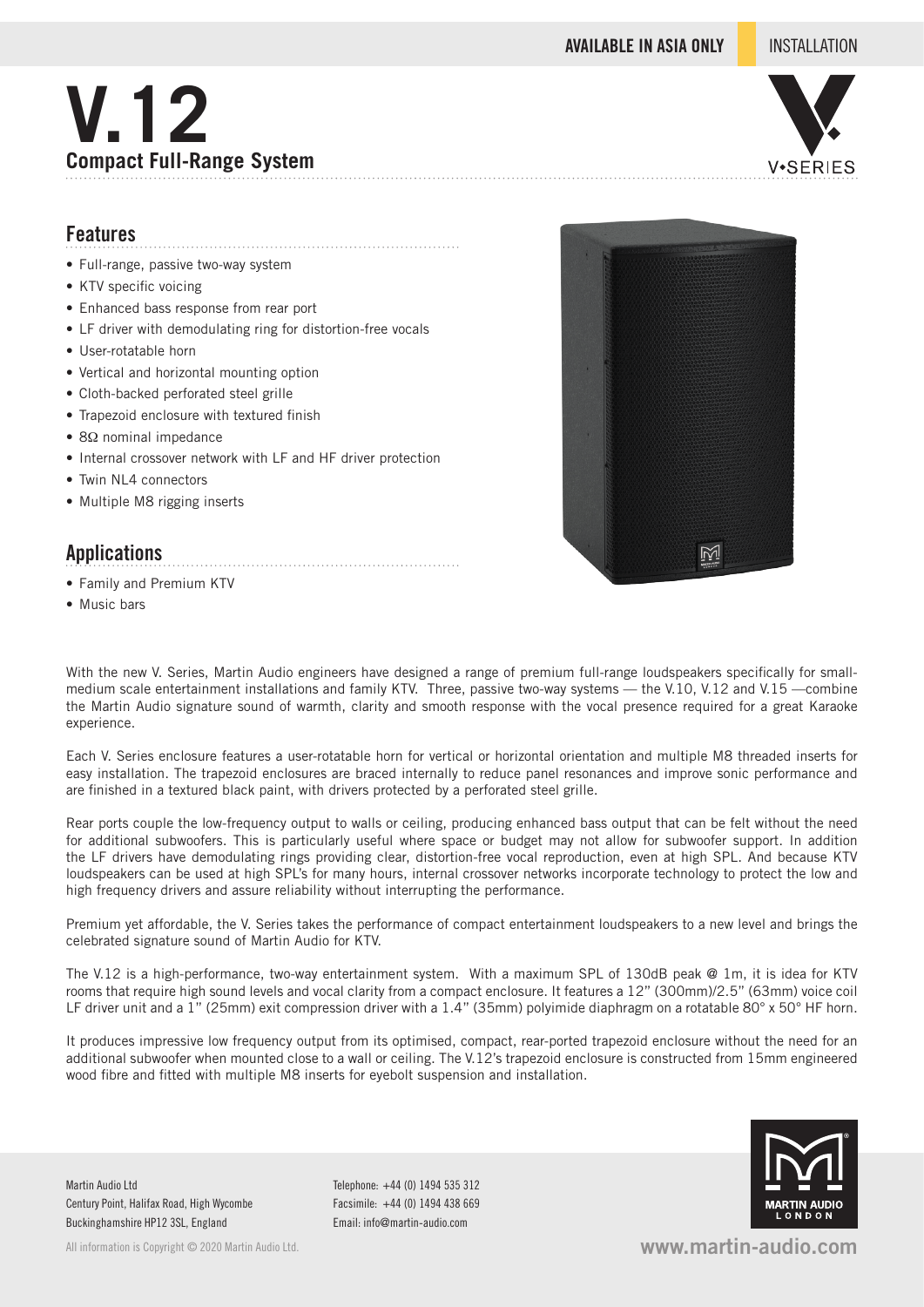AVAILABLE IN ASIA ONLY | INSTALLATION

# V.12

## Compact Full-Range System

## Features

- Full-range, passive two-way system
- KTV specific voicing
- Enhanced bass response from rear port
- LF driver with demodulating ring for distortion-free vocals
- User-rotatable horn
- Vertical and horizontal mounting option
- Cloth-backed perforated steel grille
- Trapezoid enclosure with textured finish
- 8Ω nominal impedance
- Internal crossover network with LF and HF driver protection
- Twin NL4 connectors
- Multiple M8 rigging inserts

## Applications

- Family and Premium KTV
- Music bars

With the new V. Series, Martin Audio engineers have designed a range of premium full-range loudspeakers specifically for small-medium scale entertainment installations and family KTV. Three, passive two-way systems — the V.10, V.12 and V.15 —combine the Martin Audio signature sound of warmth, clarity and smooth response with the vocal presence required for a great Karaoke experience.

Each V. Series enclosure features a user-rotatable horn for vertical or horizontal orientation and multiple M8 threaded inserts for easy installation. The trapezoid enclosures are braced internally to reduce panel resonances and improve sonic performance and are finished in a textured black paint, with drivers protected by a perforated steel grille.

Rear ports couple the low-frequency output to walls or ceiling, producing enhanced bass output that can be felt without the need for additional subwoofers. This is particularly useful where space or budget may not allow for subwoofer support. In addition the LF drivers have demodulating rings providing clear, distortion-free vocal reproduction, even at high SPL. And because KTV loudspeakers can be used at high SPL's for many hours, internal crossover networks incorporate technology to protect the low and high frequency drivers and assure reliability without interrupting the performance.

Premium yet affordable, the V. Series takes the performance of compact entertainment loudspeakers to a new level and brings the celebrated signature sound of Martin Audio for KTV.

The V.12 is a high-performance, two-way entertainment system. With a maximum SPL of 130dB peak @ 1m, it is idea for KTV rooms that require high sound levels and vocal clarity from a compact enclosure. It features a 12" (300mm)/2.5" (63mm) voice coil LF driver unit and a 1" (25mm) exit compression driver with a 1.4" (35mm) polyimide diaphragm on a rotatable 80° x 50° HF horn.

It produces impressive low frequency output from its optimised, compact, rear-ported trapezoid enclosure without the need for an additional subwoofer when mounted close to a wall or ceiling. The V.12's trapezoid enclosure is constructed from 15mm engineered wood fibre and fitted with multiple M8 inserts for eyebolt suspension and installation.

Martin Audio Ltd
Century Point, Halifax Road, High Wycombe
Buckinghamshire HP12 3SL, England

Telephone: +44 (0) 1494 535 312
Facsimile: +44 (0) 1494 438 669
Email: info@martin-audio.com

All information is Copyright © 2020 Martin Audio Ltd.

www.martin-audio.com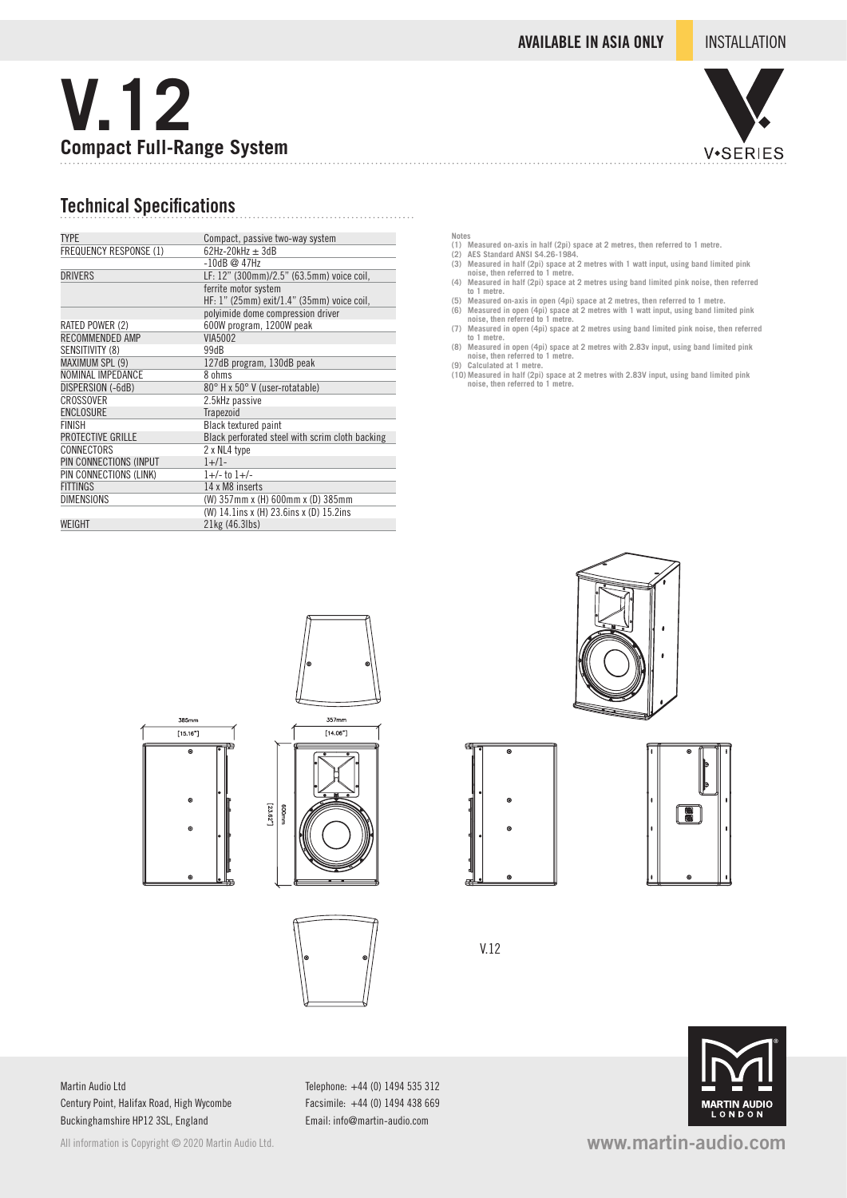AVAILABLE IN ASIA ONLY | INSTALLATION

# V.12

## Compact Full-Range System

V•SERIES

## Technical Specifications

| | |
|---|---|
| TYPE | Compact, passive two-way system |
| FREQUENCY RESPONSE (1) | 62Hz-20kHz ± 3dB |
| | -10dB @ 47Hz |
| DRIVERS | LF: 12" (300mm)/2.5" (63.5mm) voice coil, |
| | ferrite motor system |
| | HF: 1" (25mm) exit/1.4" (35mm) voice coil, |
| | polyimide dome compression driver |
| RATED POWER (2) | 600W program, 1200W peak |
| RECOMMENDED AMP | VIA5002 |
| SENSITIVITY (8) | 99dB |
| MAXIMUM SPL (9) | 127dB program, 130dB peak |
| NOMINAL IMPEDANCE | 8 ohms |
| DISPERSION (-6dB) | 80° H x 50° V (user-rotatable) |
| CROSSOVER | 2.5kHz passive |
| ENCLOSURE | Trapezoid |
| FINISH | Black textured paint |
| PROTECTIVE GRILLE | Black perforated steel with scrim cloth backing |
| CONNECTORS | 2 x NL4 type |
| PIN CONNECTIONS (INPUT | 1+/1- |
| PIN CONNECTIONS (LINK) | 1+/- to 1+/- |
| FITTINGS | 14 x M8 inserts |
| DIMENSIONS | (W) 357mm x (H) 600mm x (D) 385mm |
| | (W) 14.1ins x (H) 23.6ins x (D) 15.2ins |
| WEIGHT | 21kg (46.3lbs) |

**Notes**

(1) Measured on-axis in half (2pi) space at 2 metres, then referred to 1 metre.
(2) AES Standard ANSI S4.26-1984.
(3) Measured in half (2pi) space at 2 metres with 1 watt input, using band limited pink noise, then referred to 1 metre.
(4) Measured in half (2pi) space at 2 metres using band limited pink noise, then referred to 1 metre.
(5) Measured on-axis in open (4pi) space at 2 metres, then referred to 1 metre.
(6) Measured in open (4pi) space at 2 metres with 1 watt input, using band limited pink noise, then referred to 1 metre.
(7) Measured in open (4pi) space at 2 metres using band limited pink noise, then referred to 1 metre.
(8) Measured in open (4pi) space at 2 metres with 2.83v input, using band limited pink noise, then referred to 1 metre.
(9) Calculated at 1 metre.
(10) Measured in half (2pi) space at 2 metres with 2.83V input, using band limited pink noise, then referred to 1 metre.

385mm
[15.16"]

357mm
[14.06"]

600mm
[23.62"]

V.12

Martin Audio Ltd
Century Point, Halifax Road, High Wycombe
Buckinghamshire HP12 3SL, England

Telephone: +44 (0) 1494 535 312
Facsimile: +44 (0) 1494 438 669
Email: info@martin-audio.com

All information is Copyright © 2020 Martin Audio Ltd.

MARTIN AUDIO LONDON

www.martin-audio.com